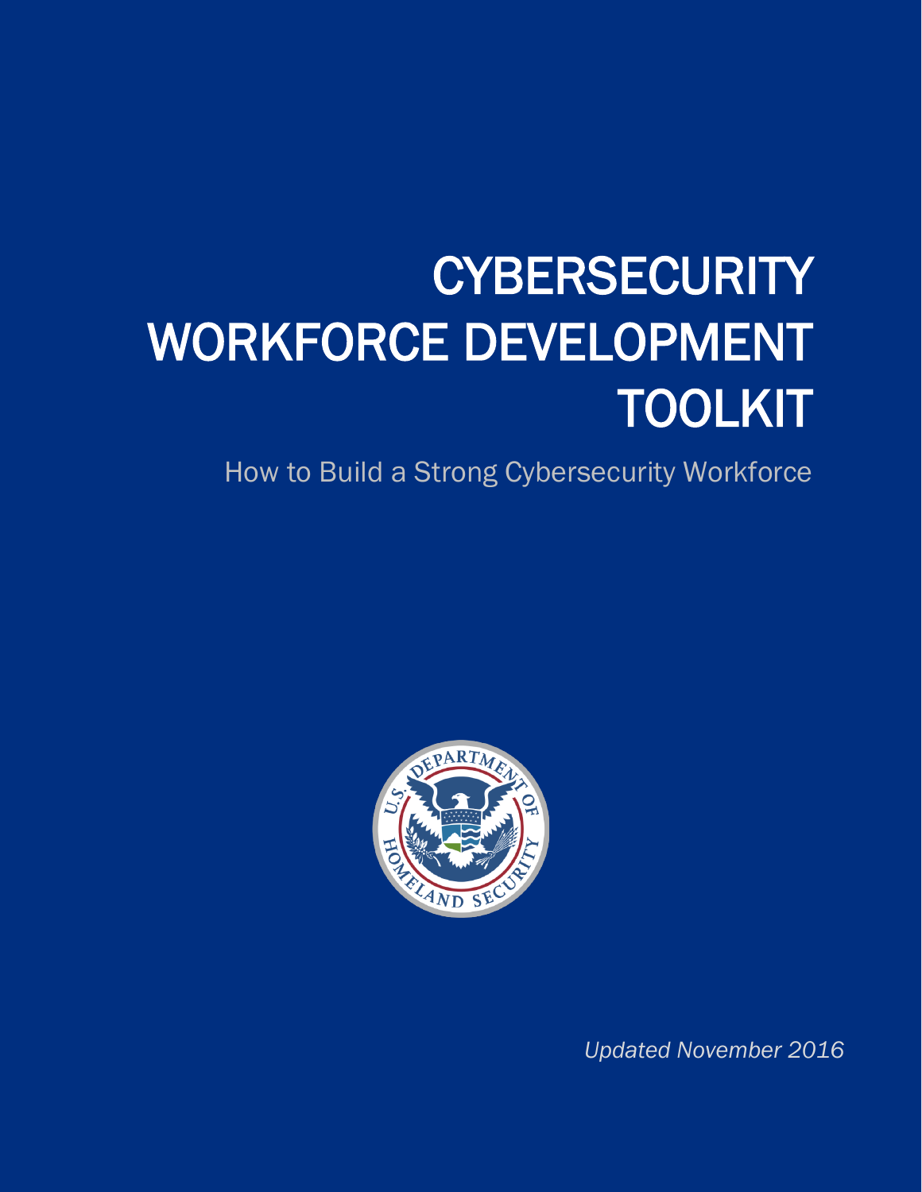# CYBERSECURITY WORKFORCE DEVELOPMENT TOOLKIT

How to Build a Strong Cybersecurity Workforce

*Updated November 2016*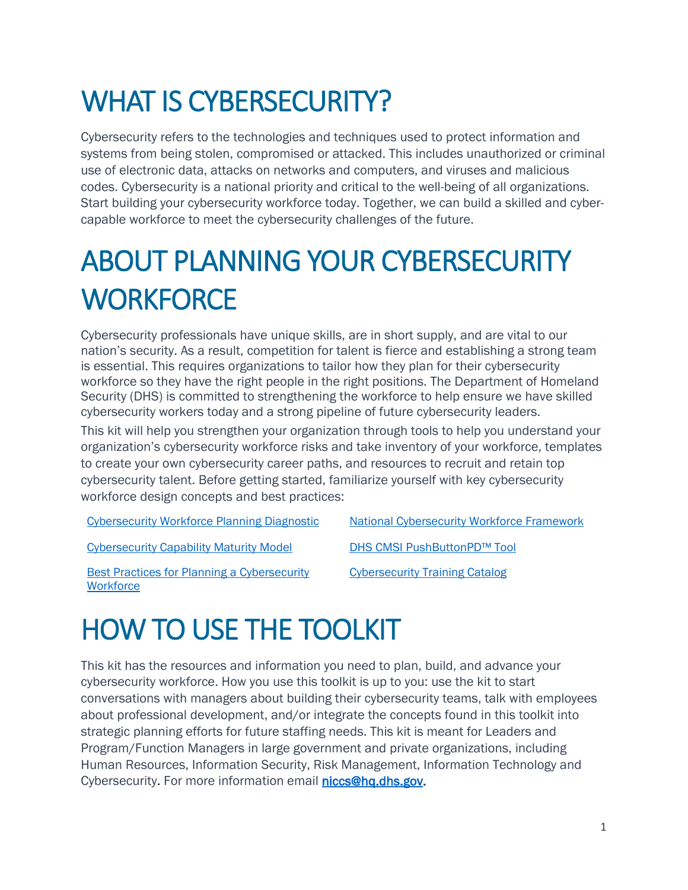# WHAT IS CYBERSECURITY?

Cybersecurity refers to the technologies and techniques used to protect information and systems from being stolen, compromised or attacked. This includes unauthorized or criminal use of electronic data, attacks on networks and computers, and viruses and malicious codes. Cybersecurity is a national priority and critical to the well-being of all organizations. Start building your cybersecurity workforce today. Together, we can build a skilled and cyber-capable workforce to meet the cybersecurity challenges of the future.

# ABOUT PLANNING YOUR CYBERSECURITY WORKFORCE

Cybersecurity professionals have unique skills, are in short supply, and are vital to our nation's security. As a result, competition for talent is fierce and establishing a strong team is essential. This requires organizations to tailor how they plan for their cybersecurity workforce so they have the right people in the right positions. The Department of Homeland Security (DHS) is committed to strengthening the workforce to help ensure we have skilled cybersecurity workers today and a strong pipeline of future cybersecurity leaders.

This kit will help you strengthen your organization through tools to help you understand your organization's cybersecurity workforce risks and take inventory of your workforce, templates to create your own cybersecurity career paths, and resources to recruit and retain top cybersecurity talent. Before getting started, familiarize yourself with key cybersecurity workforce design concepts and best practices:

- Cybersecurity Workforce Planning Diagnostic
- Cybersecurity Capability Maturity Model
- Best Practices for Planning a Cybersecurity Workforce
- National Cybersecurity Workforce Framework
- DHS CMSI PushButtonPD™ Tool
- Cybersecurity Training Catalog

# HOW TO USE THE TOOLKIT

This kit has the resources and information you need to plan, build, and advance your cybersecurity workforce. How you use this toolkit is up to you: use the kit to start conversations with managers about building their cybersecurity teams, talk with employees about professional development, and/or integrate the concepts found in this toolkit into strategic planning efforts for future staffing needs. This kit is meant for Leaders and Program/Function Managers in large government and private organizations, including Human Resources, Information Security, Risk Management, Information Technology and Cybersecurity. For more information email **niccs@hq.dhs.gov.**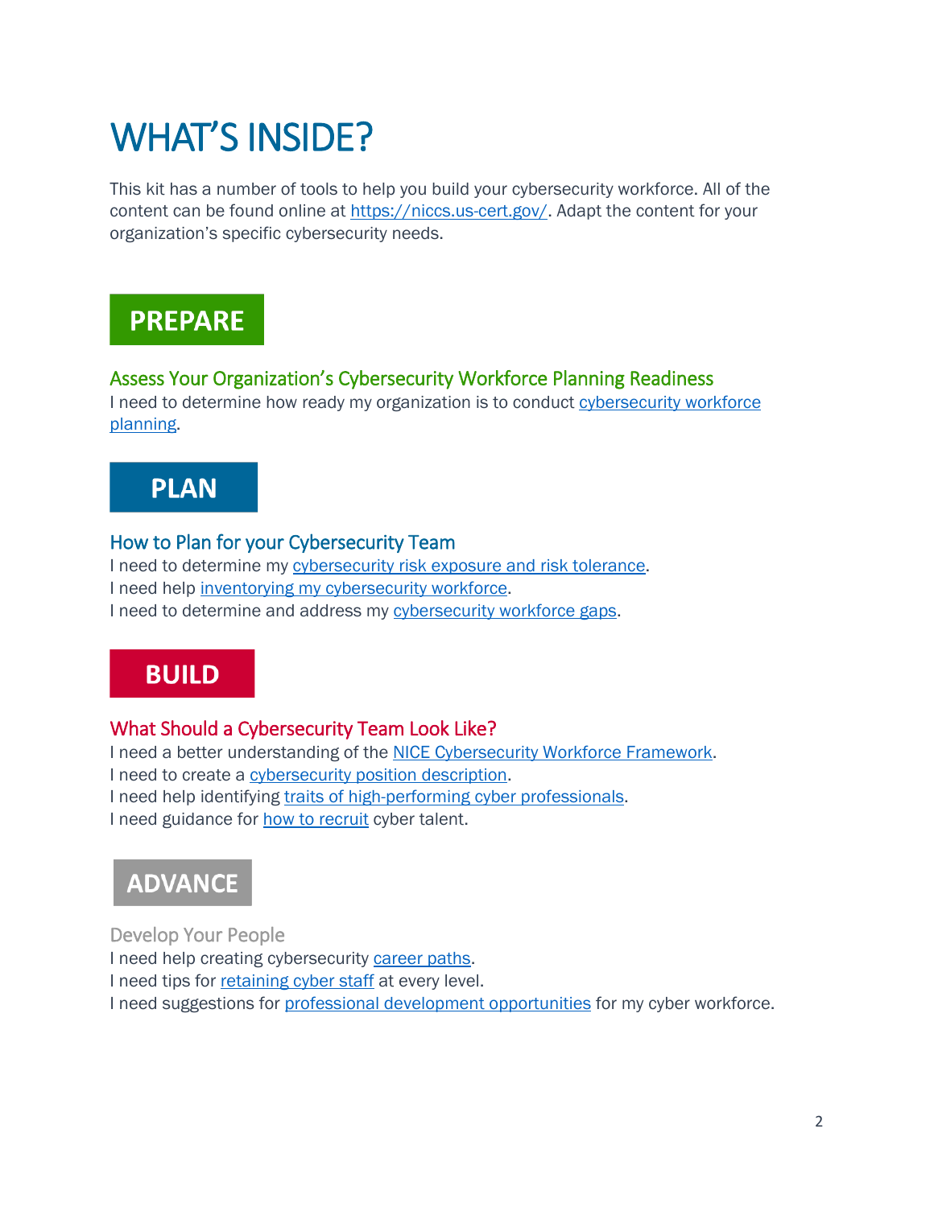# WHAT'S INSIDE?

This kit has a number of tools to help you build your cybersecurity workforce. All of the content can be found online at https://niccs.us-cert.gov/. Adapt the content for your organization's specific cybersecurity needs.

## PREPARE

### Assess Your Organization's Cybersecurity Workforce Planning Readiness

I need to determine how ready my organization is to conduct cybersecurity workforce planning.

## PLAN

### How to Plan for your Cybersecurity Team

I need to determine my cybersecurity risk exposure and risk tolerance.
I need help inventorying my cybersecurity workforce.
I need to determine and address my cybersecurity workforce gaps.

## BUILD

### What Should a Cybersecurity Team Look Like?

I need a better understanding of the NICE Cybersecurity Workforce Framework.
I need to create a cybersecurity position description.
I need help identifying traits of high-performing cyber professionals.
I need guidance for how to recruit cyber talent.

## ADVANCE

### Develop Your People

I need help creating cybersecurity career paths.
I need tips for retaining cyber staff at every level.
I need suggestions for professional development opportunities for my cyber workforce.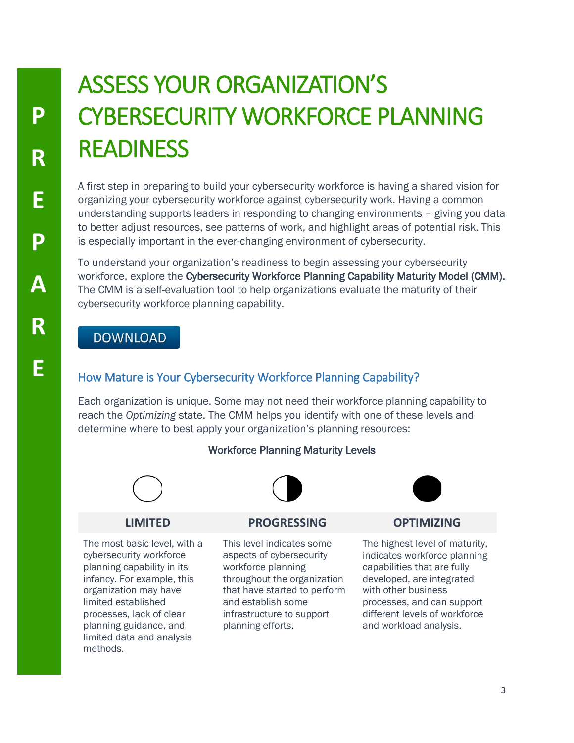PREPARE

# ASSESS YOUR ORGANIZATION'S CYBERSECURITY WORKFORCE PLANNING READINESS

A first step in preparing to build your cybersecurity workforce is having a shared vision for organizing your cybersecurity workforce against cybersecurity work. Having a common understanding supports leaders in responding to changing environments – giving you data to better adjust resources, see patterns of work, and highlight areas of potential risk. This is especially important in the ever-changing environment of cybersecurity.

To understand your organization's readiness to begin assessing your cybersecurity workforce, explore the **Cybersecurity Workforce Planning Capability Maturity Model (CMM).** The CMM is a self-evaluation tool to help organizations evaluate the maturity of their cybersecurity workforce planning capability.

DOWNLOAD

## How Mature is Your Cybersecurity Workforce Planning Capability?

Each organization is unique. Some may not need their workforce planning capability to reach the *Optimizing* state. The CMM helps you identify with one of these levels and determine where to best apply your organization's planning resources:

**Workforce Planning Maturity Levels**

| LIMITED | PROGRESSING | OPTIMIZING |
|---|---|---|
| The most basic level, with a cybersecurity workforce planning capability in its infancy. For example, this organization may have limited established processes, lack of clear planning guidance, and limited data and analysis methods. | This level indicates some aspects of cybersecurity workforce planning throughout the organization that have started to perform and establish some infrastructure to support planning efforts. | The highest level of maturity, indicates workforce planning capabilities that are fully developed, are integrated with other business processes, and can support different levels of workforce and workload analysis. |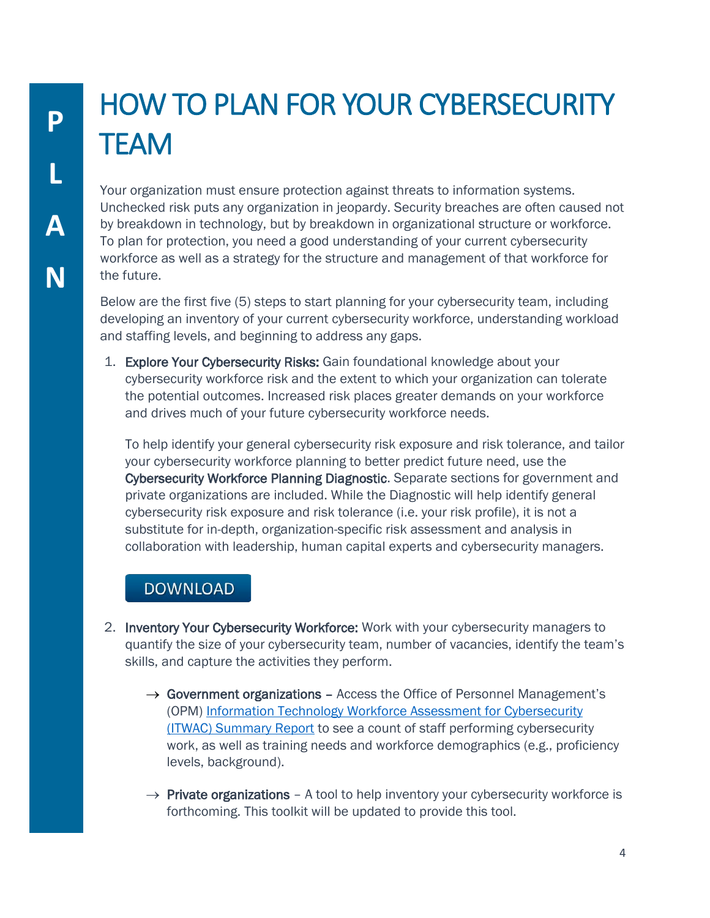# HOW TO PLAN FOR YOUR CYBERSECURITY TEAM

Your organization must ensure protection against threats to information systems. Unchecked risk puts any organization in jeopardy. Security breaches are often caused not by breakdown in technology, but by breakdown in organizational structure or workforce. To plan for protection, you need a good understanding of your current cybersecurity workforce as well as a strategy for the structure and management of that workforce for the future.

Below are the first five (5) steps to start planning for your cybersecurity team, including developing an inventory of your current cybersecurity workforce, understanding workload and staffing levels, and beginning to address any gaps.

1. **Explore Your Cybersecurity Risks:** Gain foundational knowledge about your cybersecurity workforce risk and the extent to which your organization can tolerate the potential outcomes. Increased risk places greater demands on your workforce and drives much of your future cybersecurity workforce needs.

   To help identify your general cybersecurity risk exposure and risk tolerance, and tailor your cybersecurity workforce planning to better predict future need, use the **Cybersecurity Workforce Planning Diagnostic**. Separate sections for government and private organizations are included. While the Diagnostic will help identify general cybersecurity risk exposure and risk tolerance (i.e. your risk profile), it is not a substitute for in-depth, organization-specific risk assessment and analysis in collaboration with leadership, human capital experts and cybersecurity managers.

   DOWNLOAD

2. **Inventory Your Cybersecurity Workforce:** Work with your cybersecurity managers to quantify the size of your cybersecurity team, number of vacancies, identify the team's skills, and capture the activities they perform.

   → **Government organizations** – Access the Office of Personnel Management's (OPM) Information Technology Workforce Assessment for Cybersecurity (ITWAC) Summary Report to see a count of staff performing cybersecurity work, as well as training needs and workforce demographics (e.g., proficiency levels, background).

   → **Private organizations** – A tool to help inventory your cybersecurity workforce is forthcoming. This toolkit will be updated to provide this tool.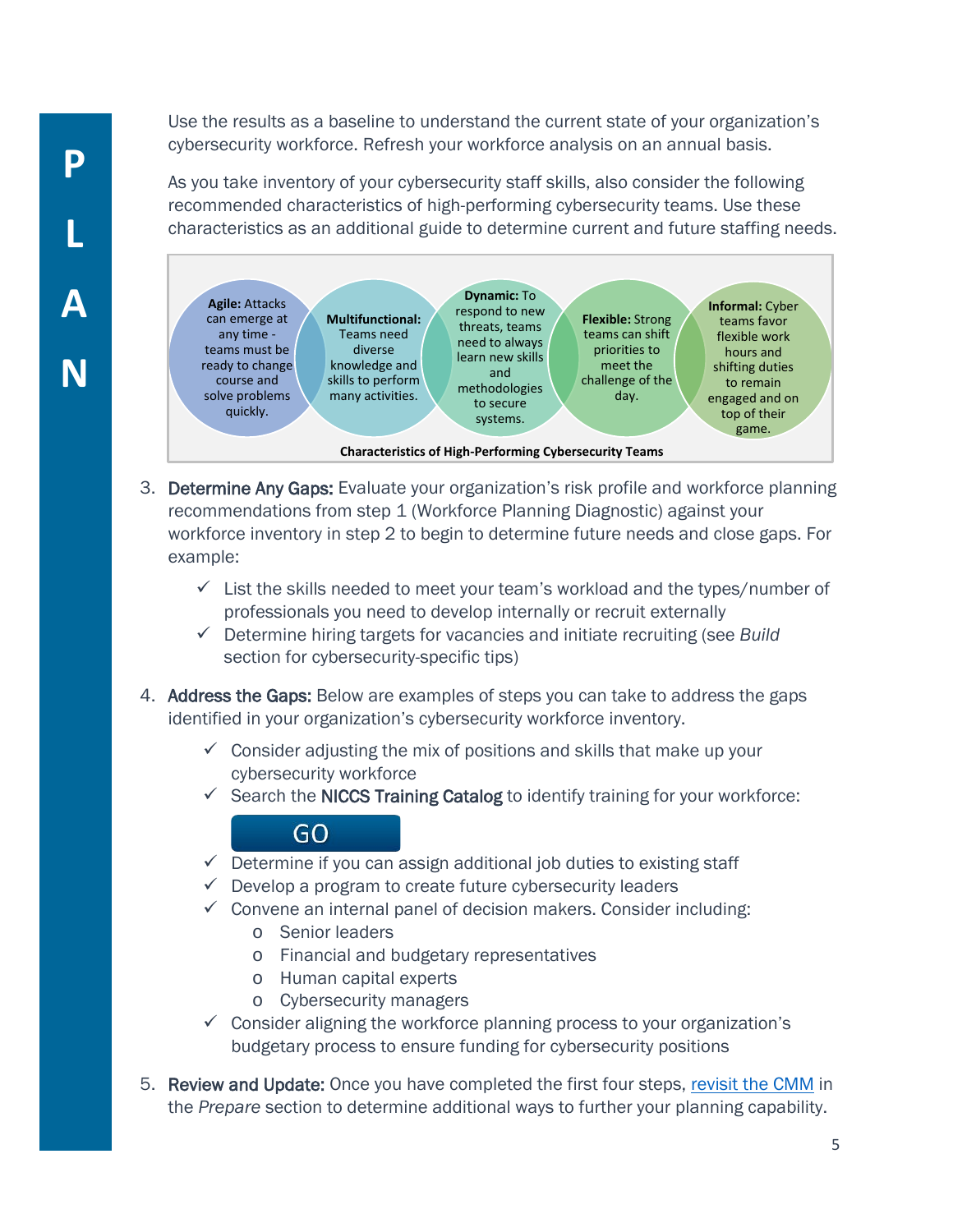Use the results as a baseline to understand the current state of your organization's cybersecurity workforce. Refresh your workforce analysis on an annual basis.

As you take inventory of your cybersecurity staff skills, also consider the following recommended characteristics of high-performing cybersecurity teams. Use these characteristics as an additional guide to determine current and future staffing needs.

**Agile:** Attacks can emerge at any time - teams must be ready to change course and solve problems quickly.

**Multifunctional:** Teams need diverse knowledge and skills to perform many activities.

**Dynamic:** To respond to new threats, teams need to always learn new skills and methodologies to secure systems.

**Flexible:** Strong teams can shift priorities to meet the challenge of the day.

**Informal:** Cyber teams favor flexible work hours and shifting duties to remain engaged and on top of their game.

**Characteristics of High-Performing Cybersecurity Teams**

3. **Determine Any Gaps:** Evaluate your organization's risk profile and workforce planning recommendations from step 1 (Workforce Planning Diagnostic) against your workforce inventory in step 2 to begin to determine future needs and close gaps. For example:
   - ✓ List the skills needed to meet your team's workload and the types/number of professionals you need to develop internally or recruit externally
   - ✓ Determine hiring targets for vacancies and initiate recruiting (see *Build* section for cybersecurity-specific tips)

4. **Address the Gaps:** Below are examples of steps you can take to address the gaps identified in your organization's cybersecurity workforce inventory.
   - ✓ Consider adjusting the mix of positions and skills that make up your cybersecurity workforce
   - ✓ Search the **NICCS Training Catalog** to identify training for your workforce:

     GO
   - ✓ Determine if you can assign additional job duties to existing staff
   - ✓ Develop a program to create future cybersecurity leaders
   - ✓ Convene an internal panel of decision makers. Consider including:
     - Senior leaders
     - Financial and budgetary representatives
     - Human capital experts
     - Cybersecurity managers
   - ✓ Consider aligning the workforce planning process to your organization's budgetary process to ensure funding for cybersecurity positions

5. **Review and Update:** Once you have completed the first four steps, revisit the CMM in the *Prepare* section to determine additional ways to further your planning capability.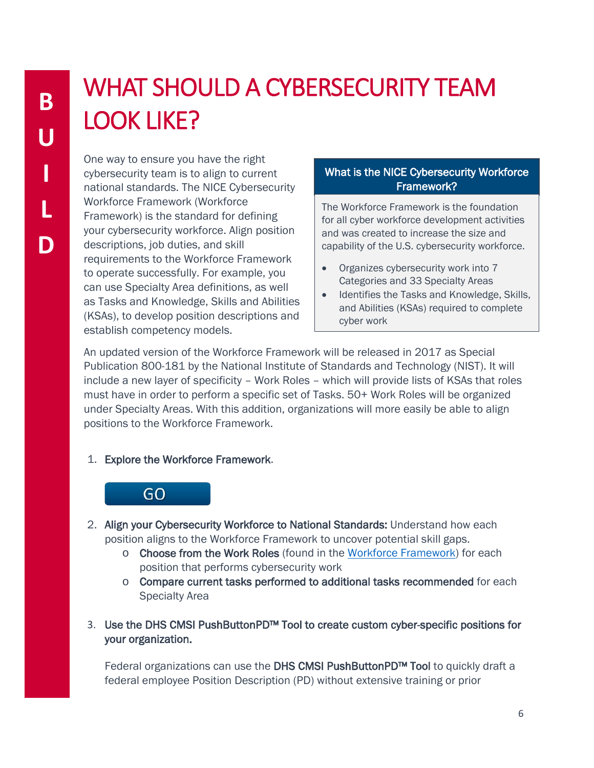# WHAT SHOULD A CYBERSECURITY TEAM LOOK LIKE?

One way to ensure you have the right cybersecurity team is to align to current national standards. The NICE Cybersecurity Workforce Framework (Workforce Framework) is the standard for defining your cybersecurity workforce. Align position descriptions, job duties, and skill requirements to the Workforce Framework to operate successfully. For example, you can use Specialty Area definitions, as well as Tasks and Knowledge, Skills and Abilities (KSAs), to develop position descriptions and establish competency models.

**What is the NICE Cybersecurity Workforce Framework?**

The Workforce Framework is the foundation for all cyber workforce development activities and was created to increase the size and capability of the U.S. cybersecurity workforce.

- Organizes cybersecurity work into 7 Categories and 33 Specialty Areas
- Identifies the Tasks and Knowledge, Skills, and Abilities (KSAs) required to complete cyber work

An updated version of the Workforce Framework will be released in 2017 as Special Publication 800-181 by the National Institute of Standards and Technology (NIST). It will include a new layer of specificity – Work Roles – which will provide lists of KSAs that roles must have in order to perform a specific set of Tasks. 50+ Work Roles will be organized under Specialty Areas. With this addition, organizations will more easily be able to align positions to the Workforce Framework.

1. **Explore the Workforce Framework**.

   GO

2. **Align your Cybersecurity Workforce to National Standards:** Understand how each position aligns to the Workforce Framework to uncover potential skill gaps.
   - **Choose from the Work Roles** (found in the Workforce Framework) for each position that performs cybersecurity work
   - **Compare current tasks performed to additional tasks recommended** for each Specialty Area

3. **Use the DHS CMSI PushButtonPD™ Tool to create custom cyber-specific positions for your organization.**

   Federal organizations can use the **DHS CMSI PushButtonPD™ Tool** to quickly draft a federal employee Position Description (PD) without extensive training or prior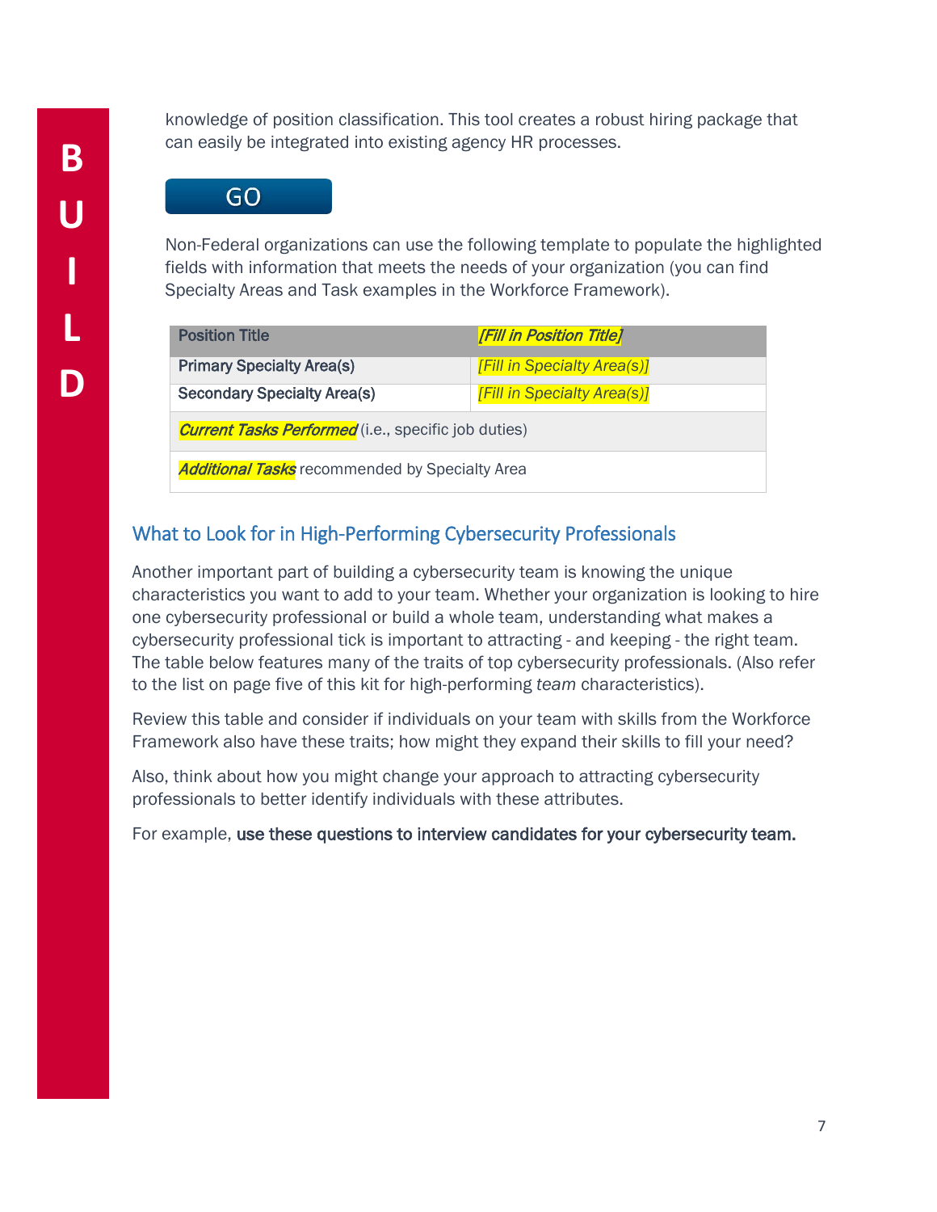knowledge of position classification. This tool creates a robust hiring package that can easily be integrated into existing agency HR processes.

GO

Non-Federal organizations can use the following template to populate the highlighted fields with information that meets the needs of your organization (you can find Specialty Areas and Task examples in the Workforce Framework).

| Position Title | *[Fill in Position Title]* |
|---|---|
| Primary Specialty Area(s) | *[Fill in Specialty Area(s)]* |
| Secondary Specialty Area(s) | *[Fill in Specialty Area(s)]* |
| ***Current Tasks Performed*** (i.e., specific job duties) | |
| ***Additional Tasks*** recommended by Specialty Area | |

## What to Look for in High-Performing Cybersecurity Professionals

Another important part of building a cybersecurity team is knowing the unique characteristics you want to add to your team. Whether your organization is looking to hire one cybersecurity professional or build a whole team, understanding what makes a cybersecurity professional tick is important to attracting - and keeping - the right team. The table below features many of the traits of top cybersecurity professionals. (Also refer to the list on page five of this kit for high-performing *team* characteristics).

Review this table and consider if individuals on your team with skills from the Workforce Framework also have these traits; how might they expand their skills to fill your need?

Also, think about how you might change your approach to attracting cybersecurity professionals to better identify individuals with these attributes.

For example, **use these questions to interview candidates for your cybersecurity team.**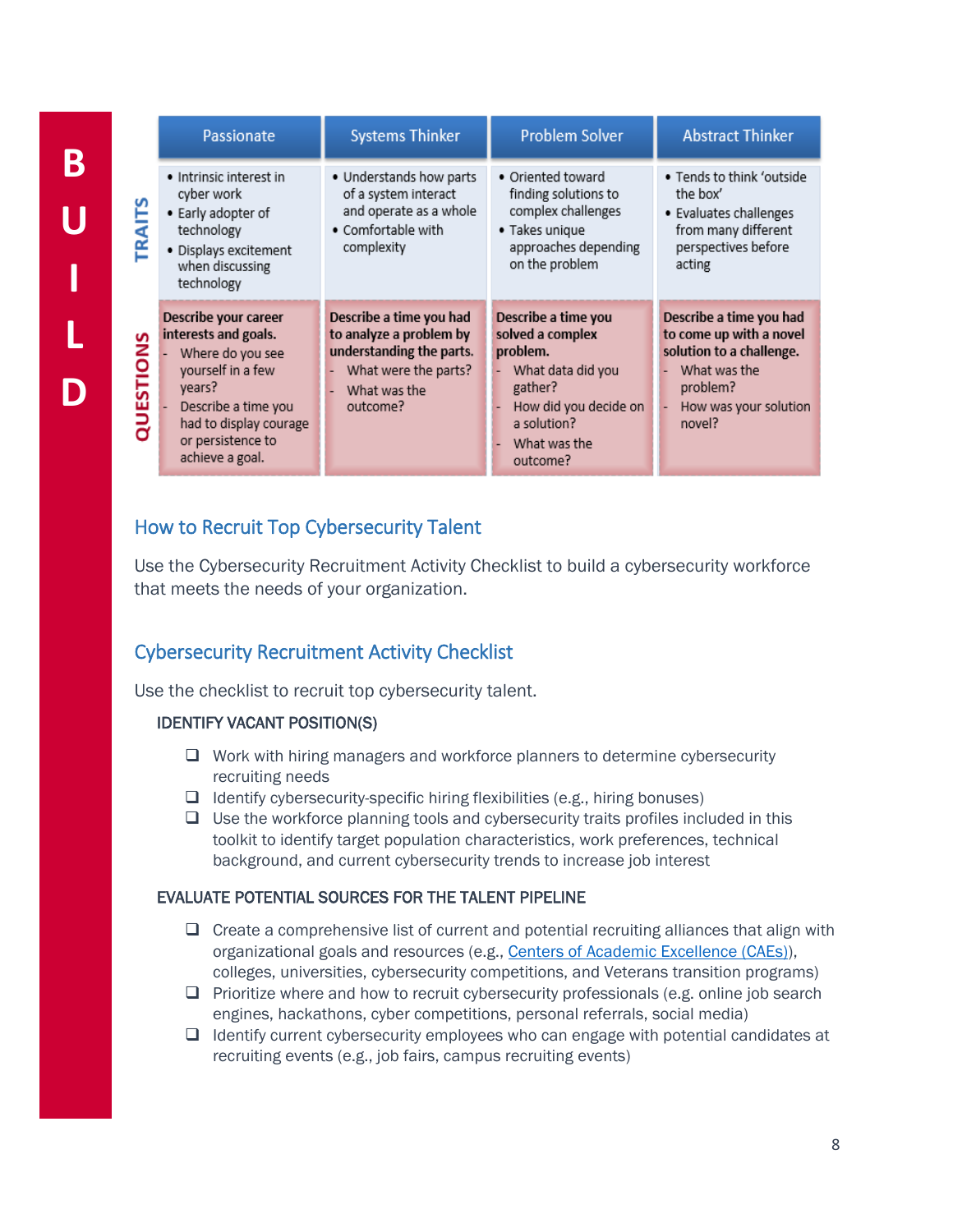BUILD

| | Passionate | Systems Thinker | Problem Solver | Abstract Thinker |
|---|---|---|---|---|
| TRAITS | • Intrinsic interest in cyber work<br>• Early adopter of technology<br>• Displays excitement when discussing technology | • Understands how parts of a system interact and operate as a whole<br>• Comfortable with complexity | • Oriented toward finding solutions to complex challenges<br>• Takes unique approaches depending on the problem | • Tends to think 'outside the box'<br>• Evaluates challenges from many different perspectives before acting |
| QUESTIONS | **Describe your career interests and goals.**<br>- Where do you see yourself in a few years?<br>- Describe a time you had to display courage or persistence to achieve a goal. | **Describe a time you had to analyze a problem by understanding the parts.**<br>- What were the parts?<br>- What was the outcome? | **Describe a time you solved a complex problem.**<br>- What data did you gather?<br>- How did you decide on a solution?<br>- What was the outcome? | **Describe a time you had to come up with a novel solution to a challenge.**<br>- What was the problem?<br>- How was your solution novel? |

## How to Recruit Top Cybersecurity Talent

Use the Cybersecurity Recruitment Activity Checklist to build a cybersecurity workforce that meets the needs of your organization.

## Cybersecurity Recruitment Activity Checklist

Use the checklist to recruit top cybersecurity talent.

### IDENTIFY VACANT POSITION(S)

- ❑ Work with hiring managers and workforce planners to determine cybersecurity recruiting needs
- ❑ Identify cybersecurity-specific hiring flexibilities (e.g., hiring bonuses)
- ❑ Use the workforce planning tools and cybersecurity traits profiles included in this toolkit to identify target population characteristics, work preferences, technical background, and current cybersecurity trends to increase job interest

### EVALUATE POTENTIAL SOURCES FOR THE TALENT PIPELINE

- ❑ Create a comprehensive list of current and potential recruiting alliances that align with organizational goals and resources (e.g., Centers of Academic Excellence (CAEs)), colleges, universities, cybersecurity competitions, and Veterans transition programs)
- ❑ Prioritize where and how to recruit cybersecurity professionals (e.g. online job search engines, hackathons, cyber competitions, personal referrals, social media)
- ❑ Identify current cybersecurity employees who can engage with potential candidates at recruiting events (e.g., job fairs, campus recruiting events)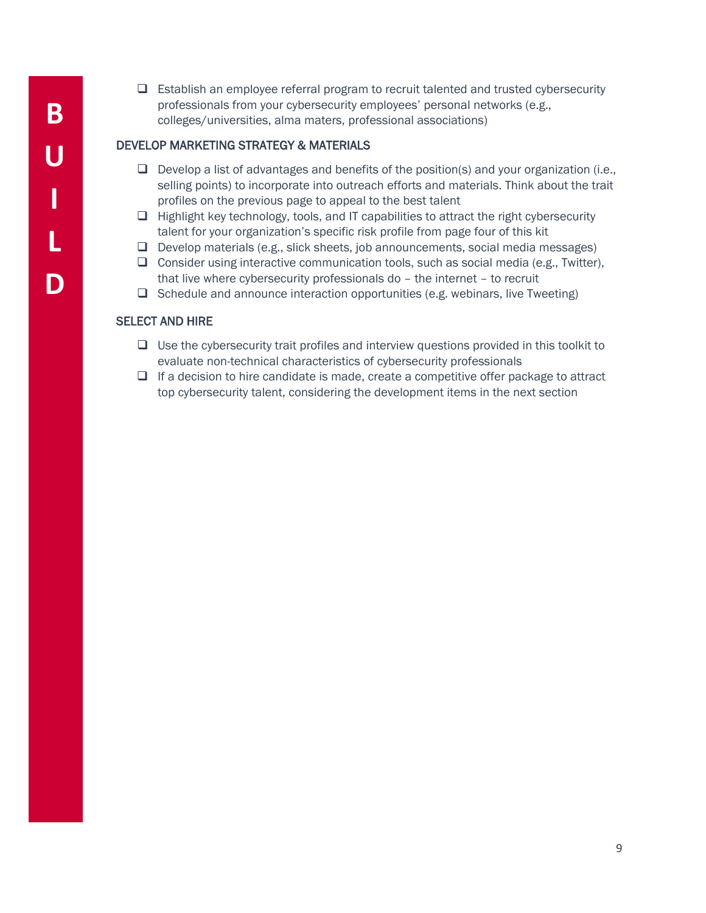- ☐ Establish an employee referral program to recruit talented and trusted cybersecurity professionals from your cybersecurity employees' personal networks (e.g., colleges/universities, alma maters, professional associations)

### DEVELOP MARKETING STRATEGY & MATERIALS

- ☐ Develop a list of advantages and benefits of the position(s) and your organization (i.e., selling points) to incorporate into outreach efforts and materials. Think about the trait profiles on the previous page to appeal to the best talent
- ☐ Highlight key technology, tools, and IT capabilities to attract the right cybersecurity talent for your organization's specific risk profile from page four of this kit
- ☐ Develop materials (e.g., slick sheets, job announcements, social media messages)
- ☐ Consider using interactive communication tools, such as social media (e.g., Twitter), that live where cybersecurity professionals do – the internet – to recruit
- ☐ Schedule and announce interaction opportunities (e.g. webinars, live Tweeting)

### SELECT AND HIRE

- ☐ Use the cybersecurity trait profiles and interview questions provided in this toolkit to evaluate non-technical characteristics of cybersecurity professionals
- ☐ If a decision to hire candidate is made, create a competitive offer package to attract top cybersecurity talent, considering the development items in the next section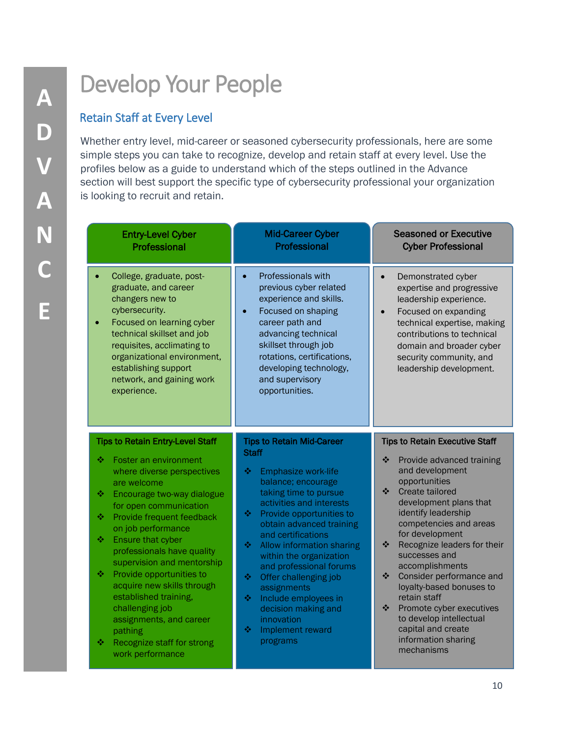ADVANCE

# Develop Your People

## Retain Staff at Every Level

Whether entry level, mid-career or seasoned cybersecurity professionals, here are some simple steps you can take to recognize, develop and retain staff at every level. Use the profiles below as a guide to understand which of the steps outlined in the Advance section will best support the specific type of cybersecurity professional your organization is looking to recruit and retain.

| Entry-Level Cyber Professional | Mid-Career Cyber Professional | Seasoned or Executive Cyber Professional |
|---|---|---|
| • College, graduate, post-graduate, and career changers new to cybersecurity.<br>• Focused on learning cyber technical skillset and job requisites, acclimating to organizational environment, establishing support network, and gaining work experience. | • Professionals with previous cyber related experience and skills.<br>• Focused on shaping career path and advancing technical skillset through job rotations, certifications, developing technology, and supervisory opportunities. | • Demonstrated cyber expertise and progressive leadership experience.<br>• Focused on expanding technical expertise, making contributions to technical domain and broader cyber security community, and leadership development. |
| **Tips to Retain Entry-Level Staff**<br>❖ Foster an environment where diverse perspectives are welcome<br>❖ Encourage two-way dialogue for open communication<br>❖ Provide frequent feedback on job performance<br>❖ Ensure that cyber professionals have quality supervision and mentorship<br>❖ Provide opportunities to acquire new skills through established training, challenging job assignments, and career pathing<br>❖ Recognize staff for strong work performance | **Tips to Retain Mid-Career Staff**<br>❖ Emphasize work-life balance; encourage taking time to pursue activities and interests<br>❖ Provide opportunities to obtain advanced training and certifications<br>❖ Allow information sharing within the organization and professional forums<br>❖ Offer challenging job assignments<br>❖ Include employees in decision making and innovation<br>❖ Implement reward programs | **Tips to Retain Executive Staff**<br>❖ Provide advanced training and development opportunities<br>❖ Create tailored development plans that identify leadership competencies and areas for development<br>❖ Recognize leaders for their successes and accomplishments<br>❖ Consider performance and loyalty-based bonuses to retain staff<br>❖ Promote cyber executives to develop intellectual capital and create information sharing mechanisms |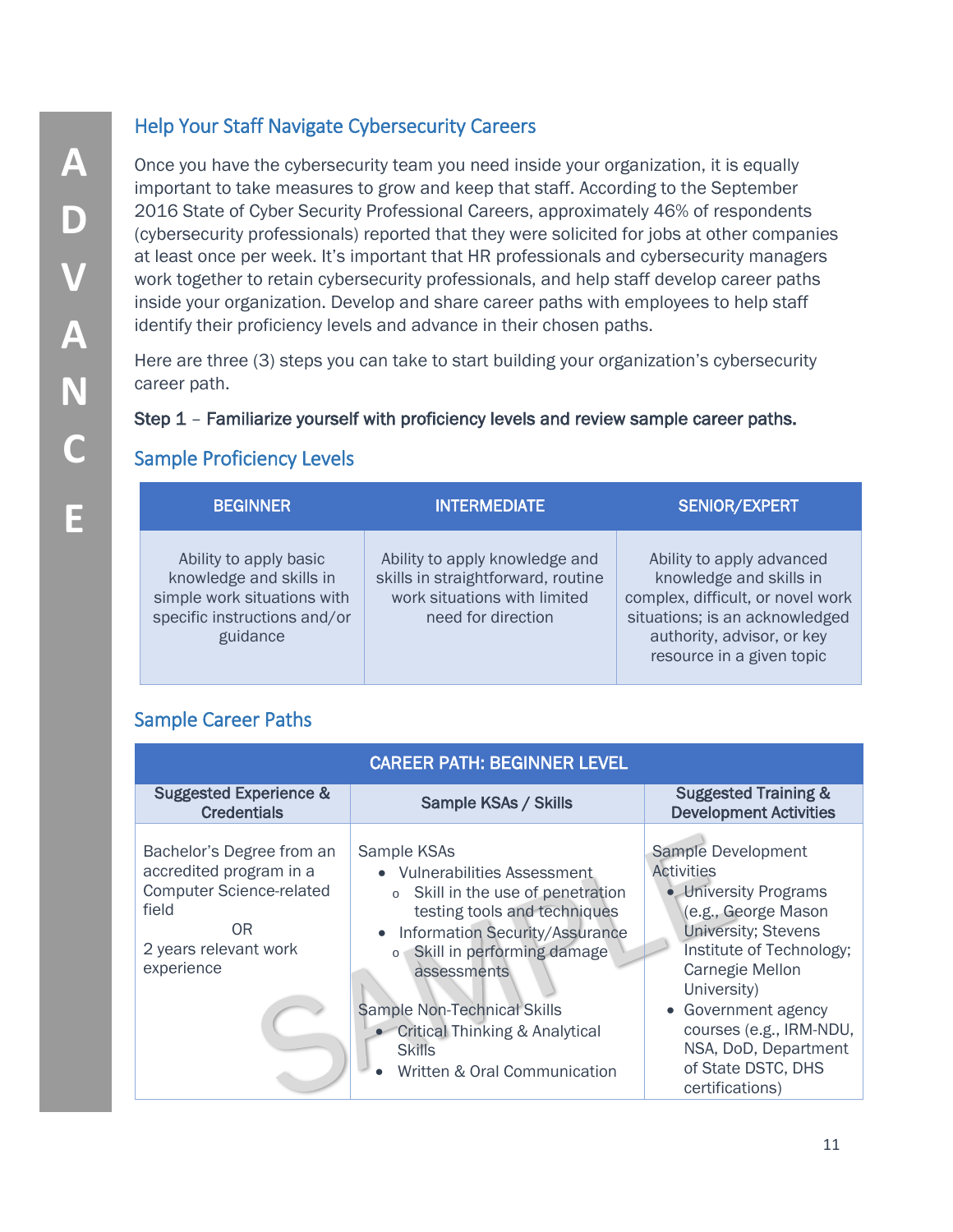## Help Your Staff Navigate Cybersecurity Careers

Once you have the cybersecurity team you need inside your organization, it is equally important to take measures to grow and keep that staff. According to the September 2016 State of Cyber Security Professional Careers, approximately 46% of respondents (cybersecurity professionals) reported that they were solicited for jobs at other companies at least once per week. It's important that HR professionals and cybersecurity managers work together to retain cybersecurity professionals, and help staff develop career paths inside your organization. Develop and share career paths with employees to help staff identify their proficiency levels and advance in their chosen paths.

Here are three (3) steps you can take to start building your organization's cybersecurity career path.

**Step 1 – Familiarize yourself with proficiency levels and review sample career paths.**

### Sample Proficiency Levels

| BEGINNER | INTERMEDIATE | SENIOR/EXPERT |
|---|---|---|
| Ability to apply basic knowledge and skills in simple work situations with specific instructions and/or guidance | Ability to apply knowledge and skills in straightforward, routine work situations with limited need for direction | Ability to apply advanced knowledge and skills in complex, difficult, or novel work situations; is an acknowledged authority, advisor, or key resource in a given topic |

### Sample Career Paths

| CAREER PATH: BEGINNER LEVEL | | |
|---|---|---|
| **Suggested Experience & Credentials** | **Sample KSAs / Skills** | **Suggested Training & Development Activities** |
| Bachelor's Degree from an accredited program in a Computer Science-related field<br>OR<br>2 years relevant work experience | Sample KSAs<br>• Vulnerabilities Assessment<br>&nbsp;&nbsp;o Skill in the use of penetration testing tools and techniques<br>• Information Security/Assurance<br>&nbsp;&nbsp;o Skill in performing damage assessments<br><br>Sample Non-Technical Skills<br>• Critical Thinking & Analytical Skills<br>• Written & Oral Communication | Sample Development Activities<br>• University Programs (e.g., George Mason University; Stevens Institute of Technology; Carnegie Mellon University)<br>• Government agency courses (e.g., IRM-NDU, NSA, DoD, Department of State DSTC, DHS certifications) |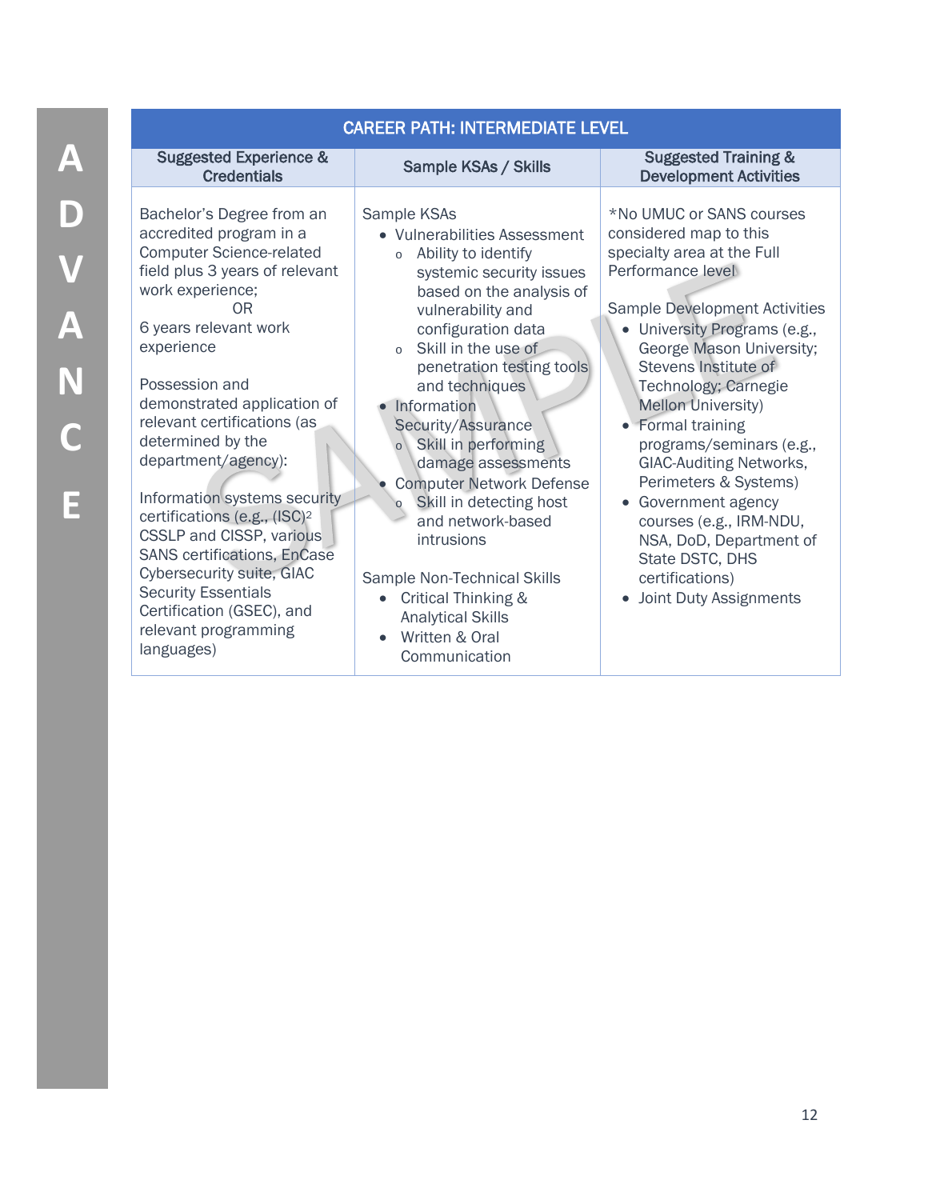ADVANCE

| CAREER PATH: INTERMEDIATE LEVEL | | |
|---|---|---|
| **Suggested Experience & Credentials** | **Sample KSAs / Skills** | **Suggested Training & Development Activities** |
| Bachelor's Degree from an accredited program in a Computer Science-related field plus 3 years of relevant work experience;<br>OR<br>6 years relevant work experience<br><br>Possession and demonstrated application of relevant certifications (as determined by the department/agency):<br><br>Information systems security certifications (e.g., (ISC)[2] CSSLP and CISSP, various SANS certifications, EnCase Cybersecurity suite, GIAC Security Essentials Certification (GSEC), and relevant programming languages) | Sample KSAs<br>• Vulnerabilities Assessment<br>  o Ability to identify systemic security issues based on the analysis of vulnerability and configuration data<br>  o Skill in the use of penetration testing tools and techniques<br>• Information Security/Assurance<br>  o Skill in performing damage assessments<br>• Computer Network Defense<br>  o Skill in detecting host and network-based intrusions<br><br>Sample Non-Technical Skills<br>• Critical Thinking & Analytical Skills<br>• Written & Oral Communication | *No UMUC or SANS courses considered map to this specialty area at the Full Performance level<br><br>Sample Development Activities<br>• University Programs (e.g., George Mason University; Stevens Institute of Technology; Carnegie Mellon University)<br>• Formal training programs/seminars (e.g., GIAC-Auditing Networks, Perimeters & Systems)<br>• Government agency courses (e.g., IRM-NDU, NSA, DoD, Department of State DSTC, DHS certifications)<br>• Joint Duty Assignments |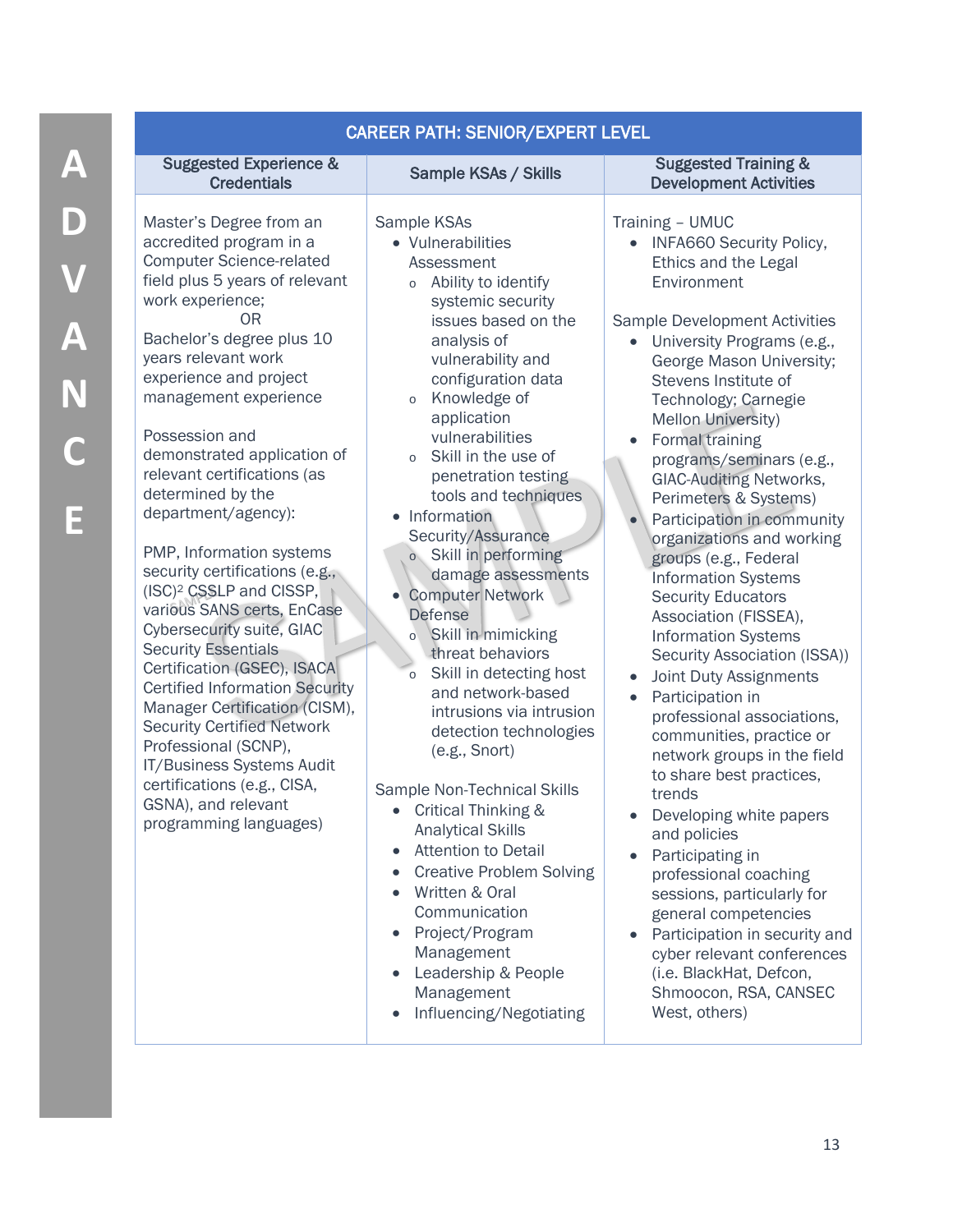ADVANCE

| CAREER PATH: SENIOR/EXPERT LEVEL | | |
|---|---|---|
| **Suggested Experience & Credentials** | **Sample KSAs / Skills** | **Suggested Training & Development Activities** |
| Master's Degree from an accredited program in a Computer Science-related field plus 5 years of relevant work experience;<br>OR<br>Bachelor's degree plus 10 years relevant work experience and project management experience<br><br>Possession and demonstrated application of relevant certifications (as determined by the department/agency):<br><br>PMP, Information systems security certifications (e.g., (ISC)[2] CSSLP and CISSP, various SANS certs, EnCase Cybersecurity suite, GIAC Security Essentials Certification (GSEC), ISACA Certified Information Security Manager Certification (CISM), Security Certified Network Professional (SCNP), IT/Business Systems Audit certifications (e.g., CISA, GSNA), and relevant programming languages) | Sample KSAs<br>• Vulnerabilities Assessment<br>  o Ability to identify systemic security issues based on the analysis of vulnerability and configuration data<br>  o Knowledge of application vulnerabilities<br>  o Skill in the use of penetration testing tools and techniques<br>• Information Security/Assurance<br>  o Skill in performing damage assessments<br>• Computer Network Defense<br>  o Skill in mimicking threat behaviors<br>  o Skill in detecting host and network-based intrusions via intrusion detection technologies (e.g., Snort)<br><br>Sample Non-Technical Skills<br>• Critical Thinking & Analytical Skills<br>• Attention to Detail<br>• Creative Problem Solving<br>• Written & Oral Communication<br>• Project/Program Management<br>• Leadership & People Management<br>• Influencing/Negotiating | Training – UMUC<br>• INFA660 Security Policy, Ethics and the Legal Environment<br><br>Sample Development Activities<br>• University Programs (e.g., George Mason University; Stevens Institute of Technology; Carnegie Mellon University)<br>• Formal training programs/seminars (e.g., GIAC-Auditing Networks, Perimeters & Systems)<br>• Participation in community organizations and working groups (e.g., Federal Information Systems Security Educators Association (FISSEA), Information Systems Security Association (ISSA))<br>• Joint Duty Assignments<br>• Participation in professional associations, communities, practice or network groups in the field to share best practices, trends<br>• Developing white papers and policies<br>• Participating in professional coaching sessions, particularly for general competencies<br>• Participation in security and cyber relevant conferences (i.e. BlackHat, Defcon, Shmoocon, RSA, CANSEC West, others) |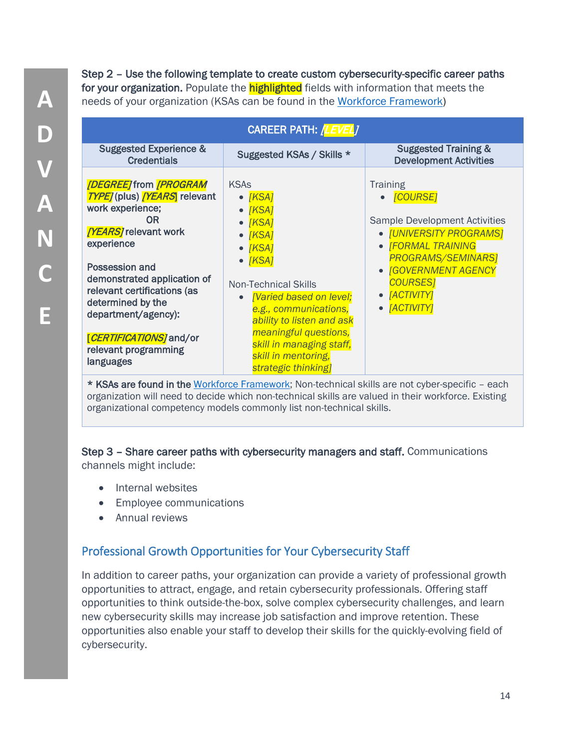**Step 2 – Use the following template to create custom cybersecurity-specific career paths for your organization.** Populate the **highlighted** fields with information that meets the needs of your organization (KSAs can be found in the Workforce Framework)

| CAREER PATH: *[LEVEL]* | | |
|---|---|---|
| **Suggested Experience & Credentials** | **Suggested KSAs / Skills \*** | **Suggested Training & Development Activities** |
| ***[DEGREE]*** **from** ***[PROGRAM TYPE]*** (plus) ***[YEARS]*** **relevant work experience;**<br>**OR**<br>***[YEARS]*** **relevant work experience**<br><br>**Possession and demonstrated application of relevant certifications (as determined by the department/agency):**<br><br>***[CERTIFICATIONS]*** **and/or relevant programming languages** | KSAs<br>• *[KSA]*<br>• *[KSA]*<br>• *[KSA]*<br>• *[KSA]*<br>• *[KSA]*<br>• *[KSA]*<br><br>Non-Technical Skills<br>• *[Varied based on level; e.g., communications, ability to listen and ask meaningful questions, skill in managing staff, skill in mentoring, strategic thinking]* | Training<br>• *[COURSE]*<br><br>Sample Development Activities<br>• *[UNIVERSITY PROGRAMS]*<br>• *[FORMAL TRAINING PROGRAMS/SEMINARS]*<br>• *[GOVERNMENT AGENCY COURSES]*<br>• *[ACTIVITY]*<br>• *[ACTIVITY]* |

**\* KSAs are found in the** Workforce Framework; Non-technical skills are not cyber-specific – each organization will need to decide which non-technical skills are valued in their workforce. Existing organizational competency models commonly list non-technical skills.

**Step 3 – Share career paths with cybersecurity managers and staff.** Communications channels might include:

- Internal websites
- Employee communications
- Annual reviews

## Professional Growth Opportunities for Your Cybersecurity Staff

In addition to career paths, your organization can provide a variety of professional growth opportunities to attract, engage, and retain cybersecurity professionals. Offering staff opportunities to think outside-the-box, solve complex cybersecurity challenges, and learn new cybersecurity skills may increase job satisfaction and improve retention. These opportunities also enable your staff to develop their skills for the quickly-evolving field of cybersecurity.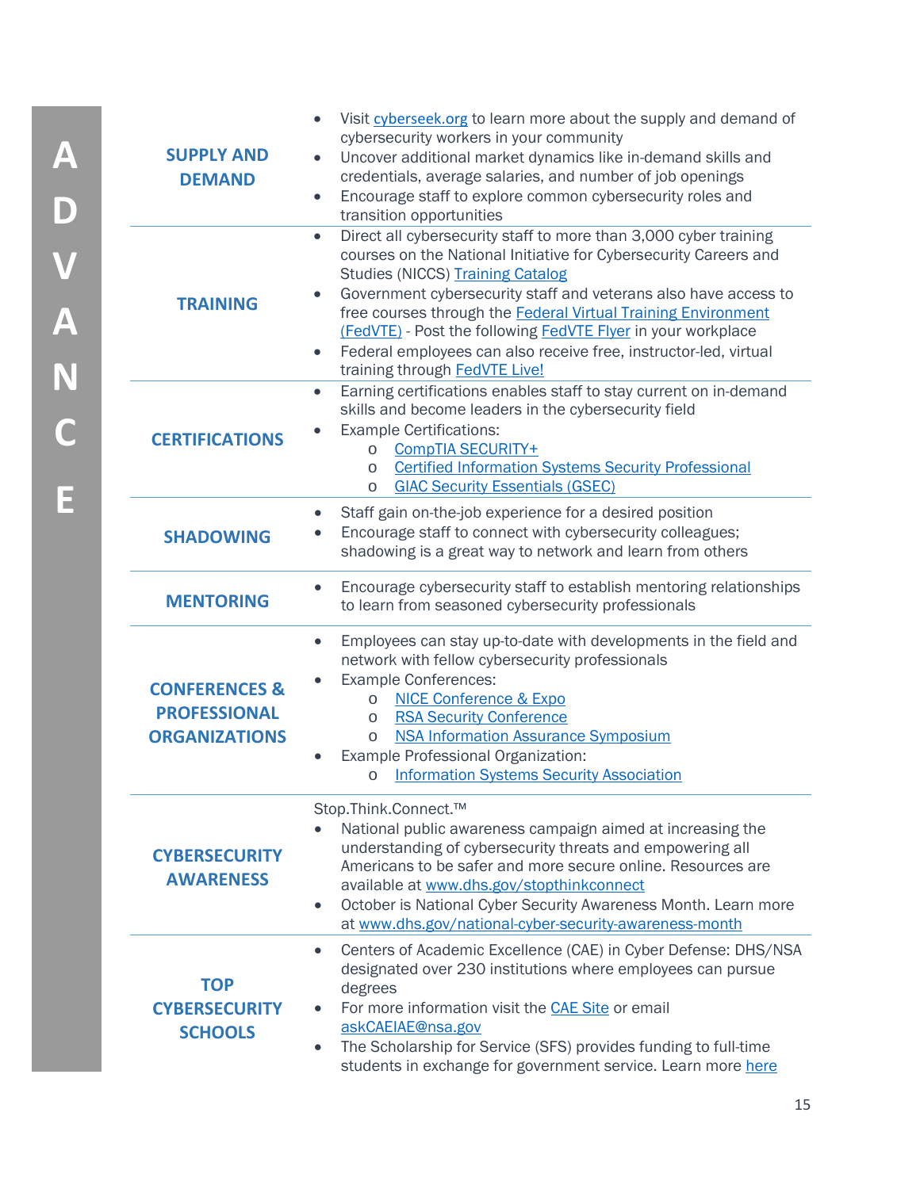# ADVANCE

| | |
|---|---|
| **SUPPLY AND DEMAND** | • Visit [cyberseek.org](cyberseek.org) to learn more about the supply and demand of cybersecurity workers in your community<br>• Uncover additional market dynamics like in-demand skills and credentials, average salaries, and number of job openings<br>• Encourage staff to explore common cybersecurity roles and transition opportunities |
| **TRAINING** | • Direct all cybersecurity staff to more than 3,000 cyber training courses on the National Initiative for Cybersecurity Careers and Studies (NICCS) Training Catalog<br>• Government cybersecurity staff and veterans also have access to free courses through the Federal Virtual Training Environment (FedVTE) - Post the following FedVTE Flyer in your workplace<br>• Federal employees can also receive free, instructor-led, virtual training through FedVTE Live! |
| **CERTIFICATIONS** | • Earning certifications enables staff to stay current on in-demand skills and become leaders in the cybersecurity field<br>• Example Certifications:<br>  o CompTIA SECURITY+<br>  o Certified Information Systems Security Professional<br>  o GIAC Security Essentials (GSEC) |
| **SHADOWING** | • Staff gain on-the-job experience for a desired position<br>• Encourage staff to connect with cybersecurity colleagues; shadowing is a great way to network and learn from others |
| **MENTORING** | • Encourage cybersecurity staff to establish mentoring relationships to learn from seasoned cybersecurity professionals |
| **CONFERENCES & PROFESSIONAL ORGANIZATIONS** | • Employees can stay up-to-date with developments in the field and network with fellow cybersecurity professionals<br>• Example Conferences:<br>  o NICE Conference & Expo<br>  o RSA Security Conference<br>  o NSA Information Assurance Symposium<br>• Example Professional Organization:<br>  o Information Systems Security Association |
| **CYBERSECURITY AWARENESS** | Stop.Think.Connect.™<br>• National public awareness campaign aimed at increasing the understanding of cybersecurity threats and empowering all Americans to be safer and more secure online. Resources are available at www.dhs.gov/stopthinkconnect<br>• October is National Cyber Security Awareness Month. Learn more at www.dhs.gov/national-cyber-security-awareness-month |
| **TOP CYBERSECURITY SCHOOLS** | • Centers of Academic Excellence (CAE) in Cyber Defense: DHS/NSA designated over 230 institutions where employees can pursue degrees<br>• For more information visit the CAE Site or email askCAEIAE@nsa.gov<br>• The Scholarship for Service (SFS) provides funding to full-time students in exchange for government service. Learn more here |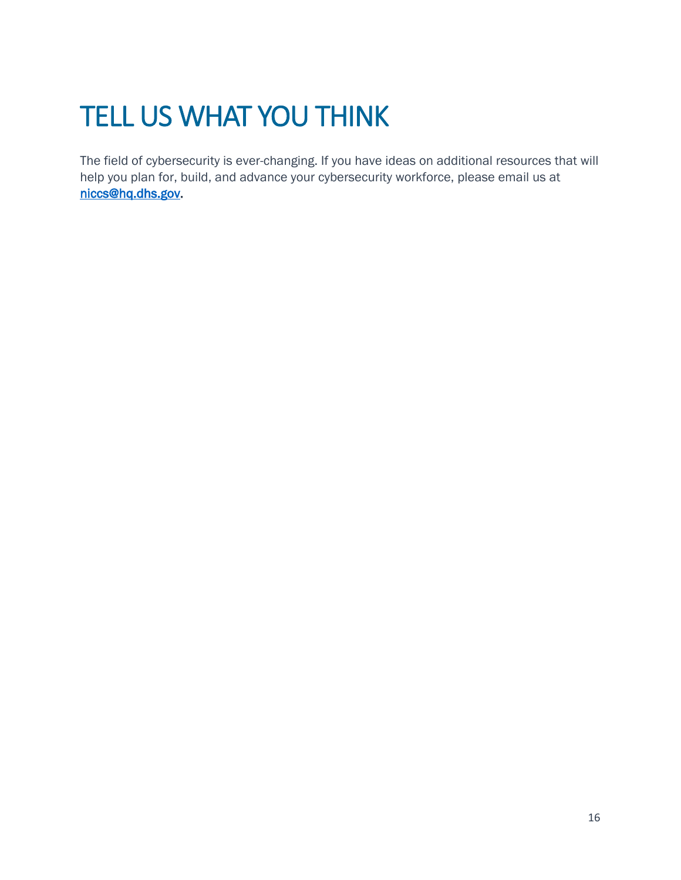# TELL US WHAT YOU THINK

The field of cybersecurity is ever-changing. If you have ideas on additional resources that will help you plan for, build, and advance your cybersecurity workforce, please email us at niccs@hq.dhs.gov.